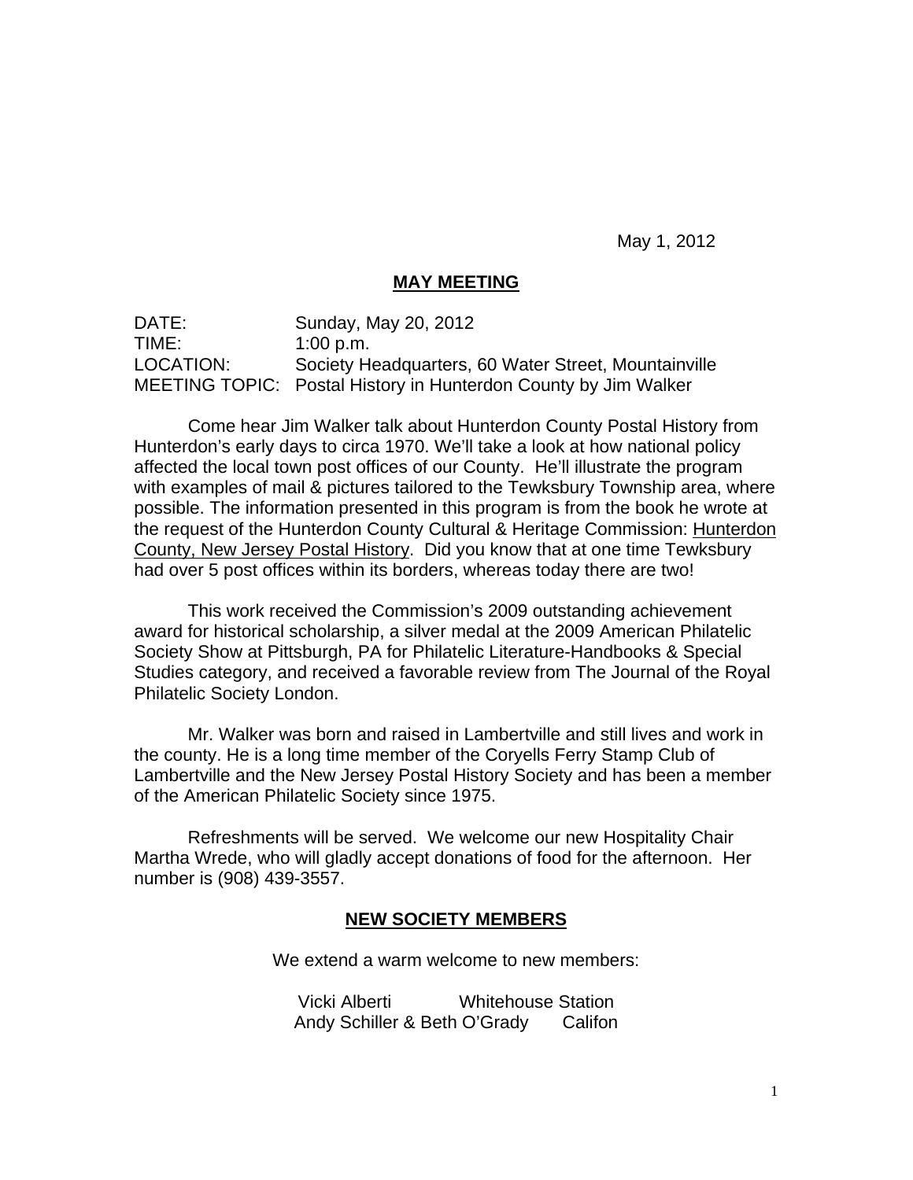May 1, 2012

## MAY MEETING

DATE: Sunday, May 20, 2012
TIME: 1:00 p.m.
LOCATION: Society Headquarters, 60 Water Street, Mountainville
MEETING TOPIC: Postal History in Hunterdon County by Jim Walker

Come hear Jim Walker talk about Hunterdon County Postal History from Hunterdon's early days to circa 1970. We'll take a look at how national policy affected the local town post offices of our County. He'll illustrate the program with examples of mail & pictures tailored to the Tewksbury Township area, where possible. The information presented in this program is from the book he wrote at the request of the Hunterdon County Cultural & Heritage Commission: Hunterdon County, New Jersey Postal History. Did you know that at one time Tewksbury had over 5 post offices within its borders, whereas today there are two!

This work received the Commission's 2009 outstanding achievement award for historical scholarship, a silver medal at the 2009 American Philatelic Society Show at Pittsburgh, PA for Philatelic Literature-Handbooks & Special Studies category, and received a favorable review from The Journal of the Royal Philatelic Society London.

Mr. Walker was born and raised in Lambertville and still lives and work in the county. He is a long time member of the Coryells Ferry Stamp Club of Lambertville and the New Jersey Postal History Society and has been a member of the American Philatelic Society since 1975.

Refreshments will be served. We welcome our new Hospitality Chair Martha Wrede, who will gladly accept donations of food for the afternoon. Her number is (908) 439-3557.

## NEW SOCIETY MEMBERS

We extend a warm welcome to new members:

Vicki Alberti — Whitehouse Station
Andy Schiller & Beth O'Grady — Califon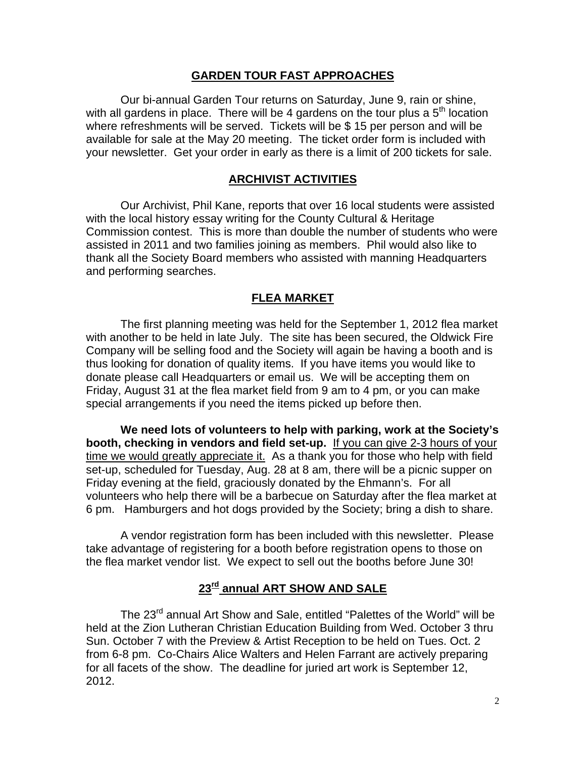## GARDEN TOUR FAST APPROACHES

Our bi-annual Garden Tour returns on Saturday, June 9, rain or shine, with all gardens in place. There will be 4 gardens on the tour plus a 5th location where refreshments will be served. Tickets will be $ 15 per person and will be available for sale at the May 20 meeting. The ticket order form is included with your newsletter. Get your order in early as there is a limit of 200 tickets for sale.

## ARCHIVIST ACTIVITIES

Our Archivist, Phil Kane, reports that over 16 local students were assisted with the local history essay writing for the County Cultural & Heritage Commission contest. This is more than double the number of students who were assisted in 2011 and two families joining as members. Phil would also like to thank all the Society Board members who assisted with manning Headquarters and performing searches.

## FLEA MARKET

The first planning meeting was held for the September 1, 2012 flea market with another to be held in late July. The site has been secured, the Oldwick Fire Company will be selling food and the Society will again be having a booth and is thus looking for donation of quality items. If you have items you would like to donate please call Headquarters or email us. We will be accepting them on Friday, August 31 at the flea market field from 9 am to 4 pm, or you can make special arrangements if you need the items picked up before then.

**We need lots of volunteers to help with parking, work at the Society's booth, checking in vendors and field set-up.** If you can give 2-3 hours of your time we would greatly appreciate it. As a thank you for those who help with field set-up, scheduled for Tuesday, Aug. 28 at 8 am, there will be a picnic supper on Friday evening at the field, graciously donated by the Ehmann's. For all volunteers who help there will be a barbecue on Saturday after the flea market at 6 pm. Hamburgers and hot dogs provided by the Society; bring a dish to share.

A vendor registration form has been included with this newsletter. Please take advantage of registering for a booth before registration opens to those on the flea market vendor list. We expect to sell out the booths before June 30!

## 23rd annual ART SHOW AND SALE

The 23rd annual Art Show and Sale, entitled "Palettes of the World" will be held at the Zion Lutheran Christian Education Building from Wed. October 3 thru Sun. October 7 with the Preview & Artist Reception to be held on Tues. Oct. 2 from 6-8 pm. Co-Chairs Alice Walters and Helen Farrant are actively preparing for all facets of the show. The deadline for juried art work is September 12, 2012.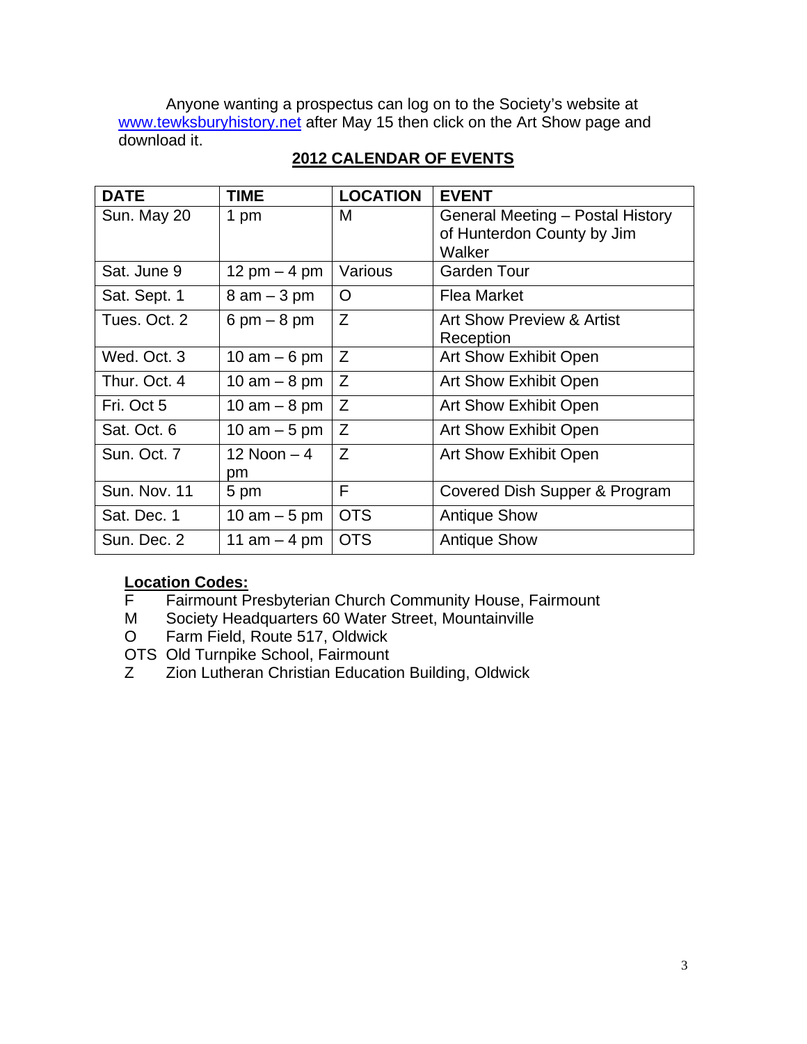Anyone wanting a prospectus can log on to the Society's website at www.tewksburyhistory.net after May 15 then click on the Art Show page and download it.

## 2012 CALENDAR OF EVENTS

| DATE | TIME | LOCATION | EVENT |
|---|---|---|---|
| Sun. May 20 | 1 pm | M | General Meeting – Postal History of Hunterdon County by Jim Walker |
| Sat. June 9 | 12 pm – 4 pm | Various | Garden Tour |
| Sat. Sept. 1 | 8 am – 3 pm | O | Flea Market |
| Tues. Oct. 2 | 6 pm – 8 pm | Z | Art Show Preview & Artist Reception |
| Wed. Oct. 3 | 10 am – 6 pm | Z | Art Show Exhibit Open |
| Thur. Oct. 4 | 10 am – 8 pm | Z | Art Show Exhibit Open |
| Fri. Oct 5 | 10 am – 8 pm | Z | Art Show Exhibit Open |
| Sat. Oct. 6 | 10 am – 5 pm | Z | Art Show Exhibit Open |
| Sun. Oct. 7 | 12 Noon – 4 pm | Z | Art Show Exhibit Open |
| Sun. Nov. 11 | 5 pm | F | Covered Dish Supper & Program |
| Sat. Dec. 1 | 10 am – 5 pm | OTS | Antique Show |
| Sun. Dec. 2 | 11 am – 4 pm | OTS | Antique Show |

**Location Codes:**

F Fairmount Presbyterian Church Community House, Fairmount
M Society Headquarters 60 Water Street, Mountainville
O Farm Field, Route 517, Oldwick
OTS Old Turnpike School, Fairmount
Z Zion Lutheran Christian Education Building, Oldwick